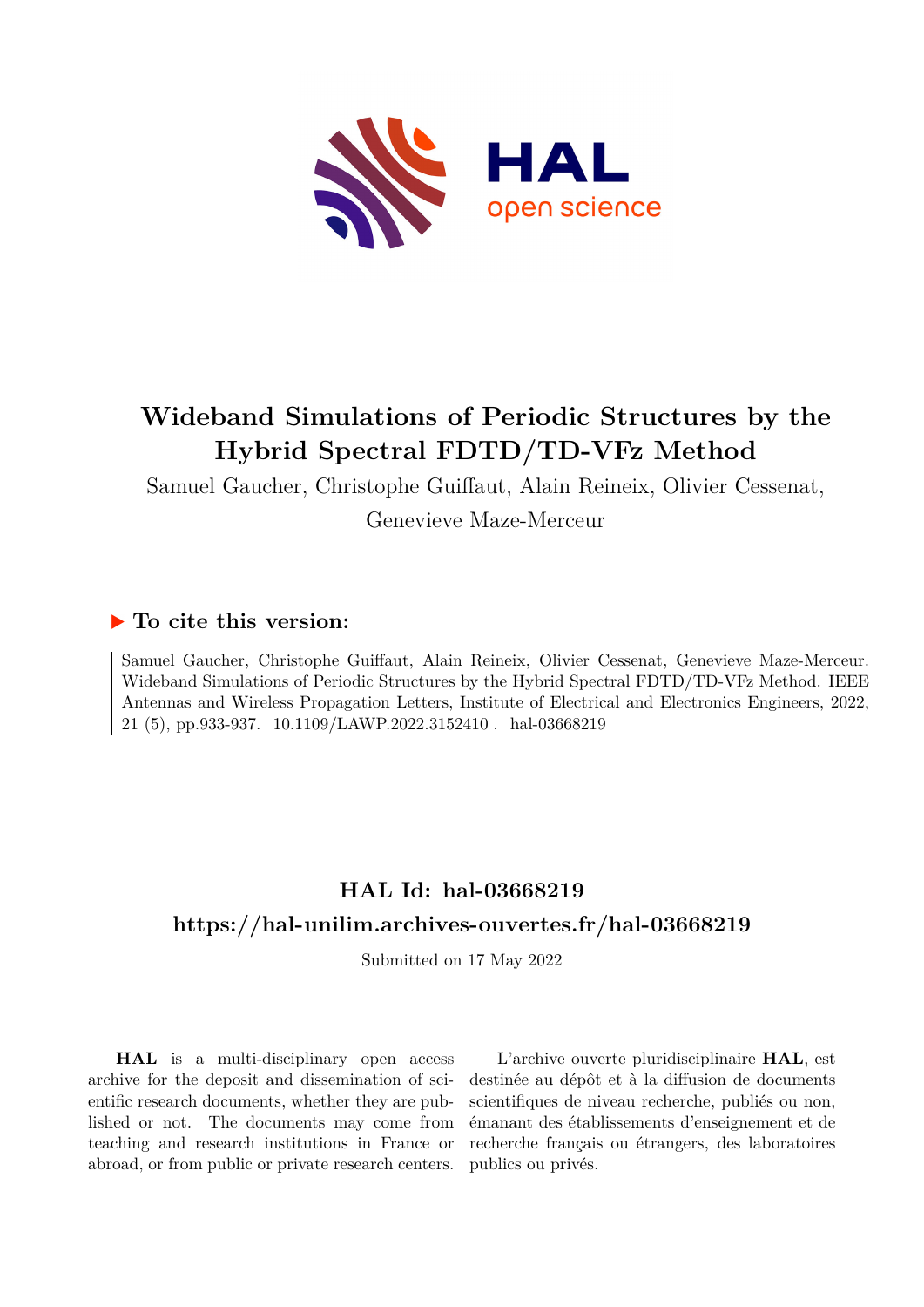# Wideband Simulations of Periodic Structures by the Hybrid Spectral FDTD/TD-VFz Method

Samuel Gaucher, Christophe Guiffaut, Alain Reineix, Olivier Cessenat, Genevieve Maze-Merceur

## ▶ To cite this version:

Samuel Gaucher, Christophe Guiffaut, Alain Reineix, Olivier Cessenat, Genevieve Maze-Merceur. Wideband Simulations of Periodic Structures by the Hybrid Spectral FDTD/TD-VFz Method. IEEE Antennas and Wireless Propagation Letters, Institute of Electrical and Electronics Engineers, 2022, 21 (5), pp.933-937. 10.1109/LAWP.2022.3152410. hal-03668219

## HAL Id: hal-03668219

## https://hal-unilim.archives-ouvertes.fr/hal-03668219

Submitted on 17 May 2022

**HAL** is a multi-disciplinary open access archive for the deposit and dissemination of scientific research documents, whether they are published or not. The documents may come from teaching and research institutions in France or abroad, or from public or private research centers.

L'archive ouverte pluridisciplinaire **HAL**, est destinée au dépôt et à la diffusion de documents scientifiques de niveau recherche, publiés ou non, émanant des établissements d'enseignement et de recherche français ou étrangers, des laboratoires publics ou privés.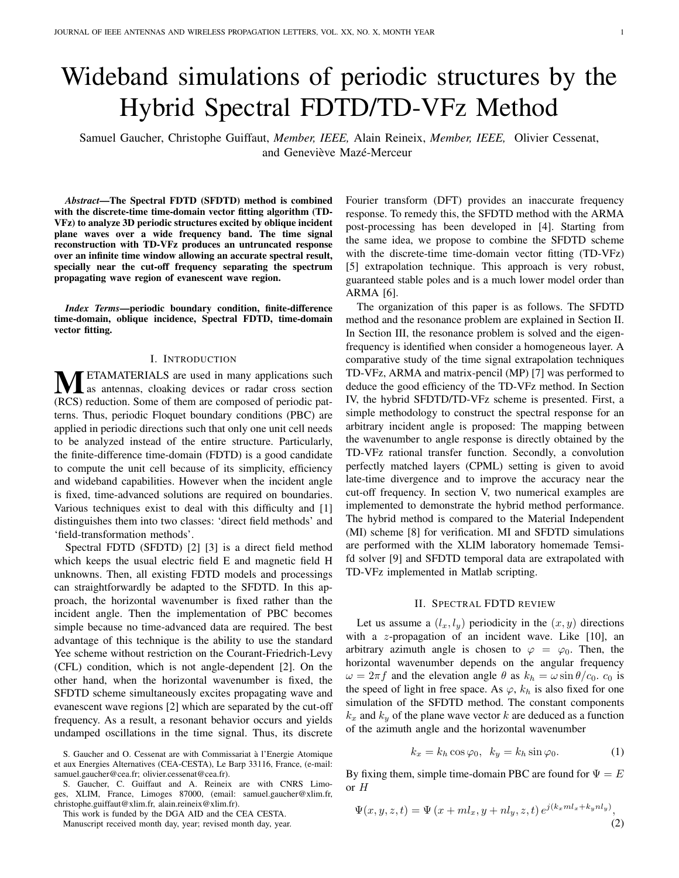# Wideband simulations of periodic structures by the Hybrid Spectral FDTD/TD-VFz Method

Samuel Gaucher, Christophe Guiffaut, *Member, IEEE,* Alain Reineix, *Member, IEEE,* Olivier Cessenat, and Geneviève Mazé-Merceur

***Abstract*—The Spectral FDTD (SFDTD) method is combined with the discrete-time time-domain vector fitting algorithm (TD-VFz) to analyze 3D periodic structures excited by oblique incident plane waves over a wide frequency band. The time signal reconstruction with TD-VFz produces an untruncated response over an infinite time window allowing an accurate spectral result, specially near the cut-off frequency separating the spectrum propagating wave region of evanescent wave region.**

***Index Terms*—periodic boundary condition, finite-difference time-domain, oblique incidence, Spectral FDTD, time-domain vector fitting.**

## I. Introduction

METAMATERIALS are used in many applications such as antennas, cloaking devices or radar cross section (RCS) reduction. Some of them are composed of periodic patterns. Thus, periodic Floquet boundary conditions (PBC) are applied in periodic directions such that only one unit cell needs to be analyzed instead of the entire structure. Particularly, the finite-difference time-domain (FDTD) is a good candidate to compute the unit cell because of its simplicity, efficiency and wideband capabilities. However when the incident angle is fixed, time-advanced solutions are required on boundaries. Various techniques exist to deal with this difficulty and [1] distinguishes them into two classes: 'direct field methods' and 'field-transformation methods'.

Spectral FDTD (SFDTD) [2] [3] is a direct field method which keeps the usual electric field E and magnetic field H unknowns. Then, all existing FDTD models and processings can straightforwardly be adapted to the SFDTD. In this approach, the horizontal wavenumber is fixed rather than the incident angle. Then the implementation of PBC becomes simple because no time-advanced data are required. The best advantage of this technique is the ability to use the standard Yee scheme without restriction on the Courant-Friedrich-Levy (CFL) condition, which is not angle-dependent [2]. On the other hand, when the horizontal wavenumber is fixed, the SFDTD scheme simultaneously excites propagating wave and evanescent wave regions [2] which are separated by the cut-off frequency. As a result, a resonant behavior occurs and yields undamped oscillations in the time signal. Thus, its discrete Fourier transform (DFT) provides an inaccurate frequency response. To remedy this, the SFDTD method with the ARMA post-processing has been developed in [4]. Starting from the same idea, we propose to combine the SFDTD scheme with the discrete-time time-domain vector fitting (TD-VFz) [5] extrapolation technique. This approach is very robust, guaranteed stable poles and is a much lower model order than ARMA [6].

The organization of this paper is as follows. The SFDTD method and the resonance problem are explained in Section II. In Section III, the resonance problem is solved and the eigen-frequency is identified when consider a homogeneous layer. A comparative study of the time signal extrapolation techniques TD-VFz, ARMA and matrix-pencil (MP) [7] was performed to deduce the good efficiency of the TD-VFz method. In Section IV, the hybrid SFDTD/TD-VFz scheme is presented. First, a simple methodology to construct the spectral response for an arbitrary incident angle is proposed: The mapping between the wavenumber to angle response is directly obtained by the TD-VFz rational transfer function. Secondly, a convolution perfectly matched layers (CPML) setting is given to avoid late-time divergence and to improve the accuracy near the cut-off frequency. In section V, two numerical examples are implemented to demonstrate the hybrid method performance. The hybrid method is compared to the Material Independent (MI) scheme [8] for verification. MI and SFDTD simulations are performed with the XLIM laboratory homemade Temsi-fd solver [9] and SFDTD temporal data are extrapolated with TD-VFz implemented in Matlab scripting.

## II. Spectral FDTD review

Let us assume a $(l_x, l_y)$ periodicity in the $(x, y)$ directions with a $z$-propagation of an incident wave. Like [10], an arbitrary azimuth angle is chosen to $\varphi = \varphi_0$. Then, the horizontal wavenumber depends on the angular frequency $\omega = 2\pi f$ and the elevation angle $\theta$ as $k_h = \omega \sin\theta / c_0$. $c_0$ is the speed of light in free space. As $\varphi$, $k_h$ is also fixed for one simulation of the SFDTD method. The constant components $k_x$ and $k_y$ of the plane wave vector $k$ are deduced as a function of the azimuth angle and the horizontal wavenumber

$$k_x = k_h \cos\varphi_0, \quad k_y = k_h \sin\varphi_0. \tag{1}$$

By fixing them, simple time-domain PBC are found for $\Psi = E$ or $H$

$$\Psi(x, y, z, t) = \Psi\left(x + ml_x, y + nl_y, z, t\right) e^{j(k_x m l_x + k_y n l_y)}, \tag{2}$$

S. Gaucher and O. Cessenat are with Commissariat à l'Energie Atomique et aux Energies Alternatives (CEA-CESTA), Le Barp 33116, France, (e-mail: samuel.gaucher@cea.fr; olivier.cessenat@cea.fr).

S. Gaucher, C. Guiffaut and A. Reineix are with CNRS Limoges, XLIM, France, Limoges 87000, (email: samuel.gaucher@xlim.fr, christophe.guiffaut@xlim.fr, alain.reineix@xlim.fr).

This work is funded by the DGA AID and the CEA CESTA.

Manuscript received month day, year; revised month day, year.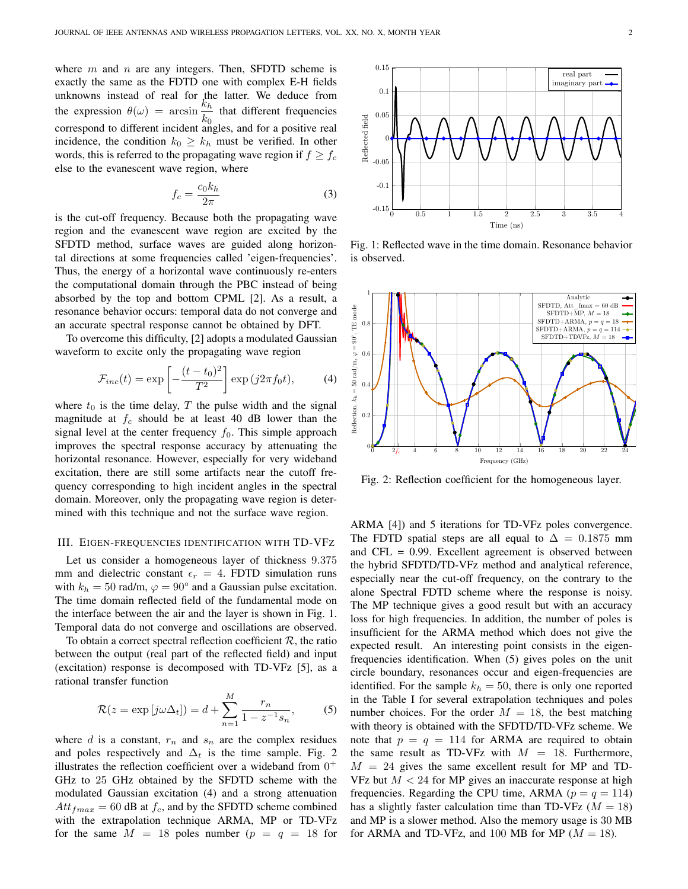where $m$ and $n$ are any integers. Then, SFDTD scheme is exactly the same as the FDTD one with complex E-H fields unknowns instead of real for the latter. We deduce from the expression $\theta(\omega) = \arcsin \dfrac{k_h}{k_0}$ that different frequencies correspond to different incident angles, and for a positive real incidence, the condition $k_0 \geq k_h$ must be verified. In other words, this is referred to the propagating wave region if $f \geq f_c$ else to the evanescent wave region, where

$$f_c = \frac{c_0 k_h}{2\pi} \tag{3}$$

is the cut-off frequency. Because both the propagating wave region and the evanescent wave region are excited by the SFDTD method, surface waves are guided along horizontal directions at some frequencies called 'eigen-frequencies'. Thus, the energy of a horizontal wave continuously re-enters the computational domain through the PBC instead of being absorbed by the top and bottom CPML [2]. As a result, a resonance behavior occurs: temporal data do not converge and an accurate spectral response cannot be obtained by DFT.

To overcome this difficulty, [2] adopts a modulated Gaussian waveform to excite only the propagating wave region

$$\mathcal{F}_{inc}(t) = \exp\left[-\frac{(t-t_0)^2}{T^2}\right] \exp\left(j2\pi f_0 t\right), \tag{4}$$

where $t_0$ is the time delay, $T$ the pulse width and the signal magnitude at $f_c$ should be at least 40 dB lower than the signal level at the center frequency $f_0$. This simple approach improves the spectral response accuracy by attenuating the horizontal resonance. However, especially for very wideband excitation, there are still some artifacts near the cutoff frequency corresponding to high incident angles in the spectral domain. Moreover, only the propagating wave region is determined with this technique and not the surface wave region.

## III. Eigen-frequencies identification with TD-VFz

Let us consider a homogeneous layer of thickness 9.375 mm and dielectric constant $\epsilon_r = 4$. FDTD simulation runs with $k_h = 50$ rad/m, $\varphi = 90^\circ$ and a Gaussian pulse excitation. The time domain reflected field of the fundamental mode on the interface between the air and the layer is shown in Fig. 1. Temporal data do not converge and oscillations are observed.

To obtain a correct spectral reflection coefficient $\mathcal{R}$, the ratio between the output (real part of the reflected field) and input (excitation) response is decomposed with TD-VFz [5], as a rational transfer function

$$\mathcal{R}(z = \exp\left[j\omega\Delta_t\right]) = d + \sum_{n=1}^{M} \frac{r_n}{1 - z^{-1} s_n}, \tag{5}$$

where $d$ is a constant, $r_n$ and $s_n$ are the complex residues and poles respectively and $\Delta_t$ is the time sample. Fig. 2 illustrates the reflection coefficient over a wideband from $0^+$ GHz to 25 GHz obtained by the SFDTD scheme with the modulated Gaussian excitation (4) and a strong attenuation $Att_{fmax} = 60$ dB at $f_c$, and by the SFDTD scheme combined with the extrapolation technique ARMA, MP or TD-VFz for the same $M = 18$ poles number ($p = q = 18$ for ARMA [4]) and 5 iterations for TD-VFz poles convergence. The FDTD spatial steps are all equal to $\Delta = 0.1875$ mm and CFL = 0.99. Excellent agreement is observed between the hybrid SFDTD/TD-VFz method and analytical reference, especially near the cut-off frequency, on the contrary to the alone Spectral FDTD scheme where the response is noisy. The MP technique gives a good result but with an accuracy loss for high frequencies. In addition, the number of poles is insufficient for the ARMA method which does not give the expected result. An interesting point consists in the eigen-frequencies identification. When (5) gives poles on the unit circle boundary, resonances occur and eigen-frequencies are identified. For the sample $k_h = 50$, there is only one reported in the Table I for several extrapolation techniques and poles number choices. For the order $M = 18$, the best matching with theory is obtained with the SFDTD/TD-VFz scheme. We note that $p = q = 114$ for ARMA are required to obtain the same result as TD-VFz with $M = 18$. Furthermore, $M = 24$ gives the same excellent result for MP and TD-VFz but $M < 24$ for MP gives an inaccurate response at high frequencies. Regarding the CPU time, ARMA ($p = q = 114$) has a slightly faster calculation time than TD-VFz ($M = 18$) and MP is a slower method. Also the memory usage is 30 MB for ARMA and TD-VFz, and 100 MB for MP ($M = 18$).

Fig. 1: Reflected wave in the time domain. Resonance behavior is observed.

Fig. 2: Reflection coefficient for the homogeneous layer.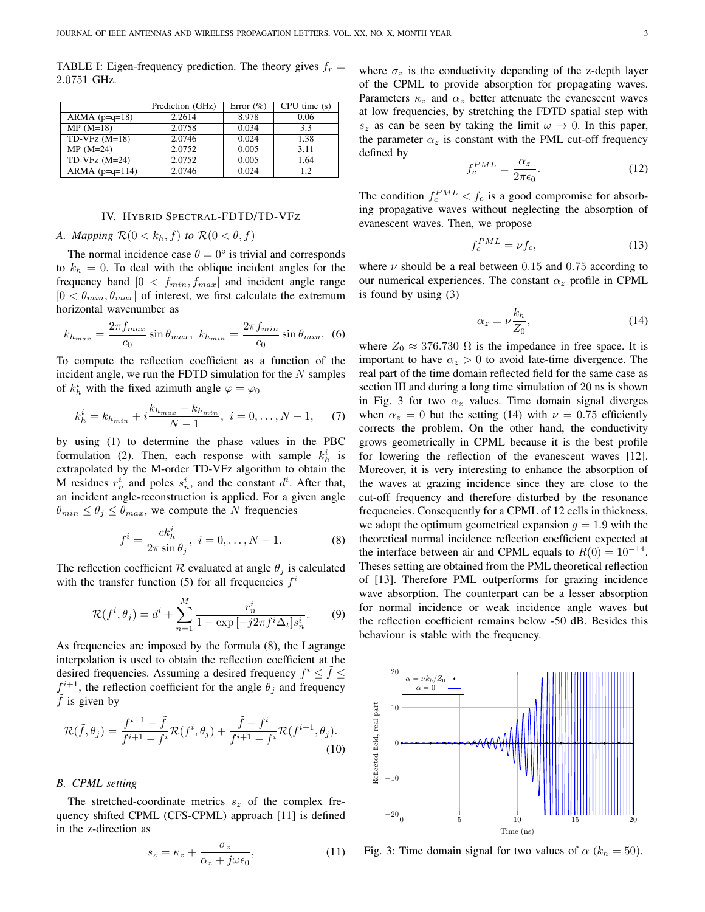TABLE I: Eigen-frequency prediction. The theory gives $f_r = 2.0751$ GHz.

| | Prediction (GHz) | Error (%) | CPU time (s) |
|---|---|---|---|
| ARMA (p=q=18) | 2.2614 | 8.978 | 0.06 |
| MP (M=18) | 2.0758 | 0.034 | 3.3 |
| TD-VFz (M=18) | 2.0746 | 0.024 | 1.38 |
| MP (M=24) | 2.0752 | 0.005 | 3.11 |
| TD-VFz (M=24) | 2.0752 | 0.005 | 1.64 |
| ARMA (p=q=114) | 2.0746 | 0.024 | 1.2 |

## IV. Hybrid Spectral-FDTD/TD-VFz

### A. Mapping $\mathcal{R}(0 < k_h, f)$ to $\mathcal{R}(0 < \theta, f)$

The normal incidence case $\theta = 0°$ is trivial and corresponds to $k_h = 0$. To deal with the oblique incident angles for the frequency band $[0 < f_{min}, f_{max}]$ and incident angle range $[0 < \theta_{min}, \theta_{max}]$ of interest, we first calculate the extremum horizontal wavenumber as

$$k_{h_{max}} = \frac{2\pi f_{max}}{c_0} \sin\theta_{max}, \; k_{h_{min}} = \frac{2\pi f_{min}}{c_0} \sin\theta_{min}. \quad (6)$$

To compute the reflection coefficient as a function of the incident angle, we run the FDTD simulation for the $N$ samples of $k_h^i$ with the fixed azimuth angle $\varphi = \varphi_0$

$$k_h^i = k_{h_{min}} + i\frac{k_{h_{max}} - k_{h_{min}}}{N-1}, \; i = 0, \ldots, N-1, \quad (7)$$

by using (1) to determine the phase values in the PBC formulation (2). Then, each response with sample $k_h^i$ is extrapolated by the M-order TD-VFz algorithm to obtain the M residues $r_n^i$ and poles $s_n^i$, and the constant $d^i$. After that, an incident angle-reconstruction is applied. For a given angle $\theta_{min} \leq \theta_j \leq \theta_{max}$, we compute the $N$ frequencies

$$f^i = \frac{ck_h^i}{2\pi \sin\theta_j}, \; i = 0, \ldots, N-1. \quad (8)$$

The reflection coefficient $\mathcal{R}$ evaluated at angle $\theta_j$ is calculated with the transfer function (5) for all frequencies $f^i$

$$\mathcal{R}(f^i, \theta_j) = d^i + \sum_{n=1}^{M} \frac{r_n^i}{1 - \exp\left[-j2\pi f^i \Delta_t\right] s_n^i}. \quad (9)$$

As frequencies are imposed by the formula (8), the Lagrange interpolation is used to obtain the reflection coefficient at the desired frequencies. Assuming a desired frequency $f^i \leq \tilde{f} \leq f^{i+1}$, the reflection coefficient for the angle $\theta_j$ and frequency $\tilde{f}$ is given by

$$\mathcal{R}(\tilde{f}, \theta_j) = \frac{f^{i+1} - \tilde{f}}{f^{i+1} - f^i}\mathcal{R}(f^i, \theta_j) + \frac{\tilde{f} - f^i}{f^{i+1} - f^i}\mathcal{R}(f^{i+1}, \theta_j). \quad (10)$$

### B. CPML setting

The stretched-coordinate metrics $s_z$ of the complex frequency shifted CPML (CFS-CPML) approach [11] is defined in the z-direction as

$$s_z = \kappa_z + \frac{\sigma_z}{\alpha_z + j\omega\epsilon_0}, \quad (11)$$

where $\sigma_z$ is the conductivity depending of the z-depth layer of the CPML to provide absorption for propagating waves. Parameters $\kappa_z$ and $\alpha_z$ better attenuate the evanescent waves at low frequencies, by stretching the FDTD spatial step with $s_z$ as can be seen by taking the limit $\omega \to 0$. In this paper, the parameter $\alpha_z$ is constant with the PML cut-off frequency defined by

$$f_c^{PML} = \frac{\alpha_z}{2\pi\epsilon_0}. \quad (12)$$

The condition $f_c^{PML} < f_c$ is a good compromise for absorbing propagative waves without neglecting the absorption of evanescent waves. Then, we propose

$$f_c^{PML} = \nu f_c, \quad (13)$$

where $\nu$ should be a real between $0.15$ and $0.75$ according to our numerical experiences. The constant $\alpha_z$ profile in CPML is found by using (3)

$$\alpha_z = \nu\frac{k_h}{Z_0}, \quad (14)$$

where $Z_0 \approx 376.730\ \Omega$ is the impedance in free space. It is important to have $\alpha_z > 0$ to avoid late-time divergence. The real part of the time domain reflected field for the same case as section III and during a long time simulation of $20$ ns is shown in Fig. 3 for two $\alpha_z$ values. Time domain signal diverges when $\alpha_z = 0$ but the setting (14) with $\nu = 0.75$ efficiently corrects the problem. On the other hand, the conductivity grows geometrically in CPML because it is the best profile for lowering the reflection of the evanescent waves [12]. Moreover, it is very interesting to enhance the absorption of the waves at grazing incidence since they are close to the cut-off frequency and therefore disturbed by the resonance frequencies. Consequently for a CPML of 12 cells in thickness, we adopt the optimum geometrical expansion $g = 1.9$ with the theoretical normal incidence reflection coefficient expected at the interface between air and CPML equals to $R(0) = 10^{-14}$. Theses setting are obtained from the PML theoretical reflection of [13]. Therefore PML outperforms for grazing incidence wave absorption. The counterpart can be a lesser absorption for normal incidence or weak incidence angle waves but the reflection coefficient remains below -50 dB. Besides this behaviour is stable with the frequency.

Fig. 3: Time domain signal for two values of $\alpha$ ($k_h = 50$).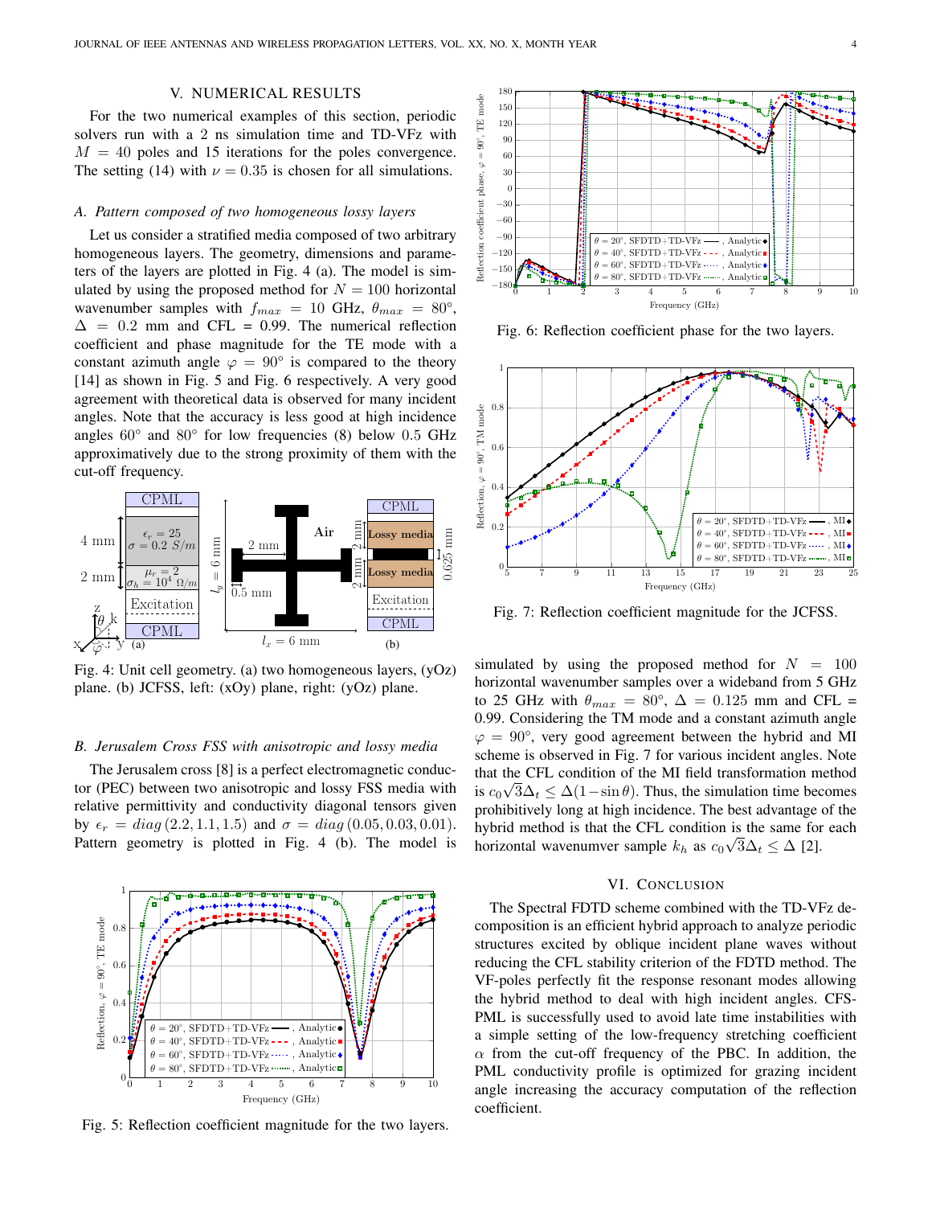## V. NUMERICAL RESULTS

For the two numerical examples of this section, periodic solvers run with a 2 ns simulation time and TD-VFz with $M = 40$ poles and 15 iterations for the poles convergence. The setting (14) with $\nu = 0.35$ is chosen for all simulations.

### *A. Pattern composed of two homogeneous lossy layers*

Let us consider a stratified media composed of two arbitrary homogeneous layers. The geometry, dimensions and parameters of the layers are plotted in Fig. 4 (a). The model is simulated by using the proposed method for $N = 100$ horizontal wavenumber samples with $f_{max} = 10$ GHz, $\theta_{max} = 80°$, $\Delta = 0.2$ mm and CFL = 0.99. The numerical reflection coefficient and phase magnitude for the TE mode with a constant azimuth angle $\varphi = 90°$ is compared to the theory [14] as shown in Fig. 5 and Fig. 6 respectively. A very good agreement with theoretical data is observed for many incident angles. Note that the accuracy is less good at high incidence angles 60° and 80° for low frequencies (8) below 0.5 GHz approximatively due to the strong proximity of them with the cut-off frequency.

Fig. 4: Unit cell geometry. (a) two homogeneous layers, (yOz) plane. (b) JCFSS, left: (xOy) plane, right: (yOz) plane.

### *B. Jerusalem Cross FSS with anisotropic and lossy media*

The Jerusalem cross [8] is a perfect electromagnetic conductor (PEC) between two anisotropic and lossy FSS media with relative permittivity and conductivity diagonal tensors given by $\epsilon_r = diag\,(2.2, 1.1, 1.5)$ and $\sigma = diag\,(0.05, 0.03, 0.01)$. Pattern geometry is plotted in Fig. 4 (b). The model is simulated by using the proposed method for $N = 100$ horizontal wavenumber samples over a wideband from 5 GHz to 25 GHz with $\theta_{max} = 80°$, $\Delta = 0.125$ mm and CFL = 0.99. Considering the TM mode and a constant azimuth angle $\varphi = 90°$, very good agreement between the hybrid and MI scheme is observed in Fig. 7 for various incident angles. Note that the CFL condition of the MI field transformation method is $c_0\sqrt{3}\Delta_t \leq \Delta(1-\sin\theta)$. Thus, the simulation time becomes prohibitively long at high incidence. The best advantage of the hybrid method is that the CFL condition is the same for each horizontal wavenumver sample $k_h$ as $c_0\sqrt{3}\Delta_t \leq \Delta$ [2].

Fig. 5: Reflection coefficient magnitude for the two layers.

Fig. 6: Reflection coefficient phase for the two layers.

Fig. 7: Reflection coefficient magnitude for the JCFSS.

## VI. CONCLUSION

The Spectral FDTD scheme combined with the TD-VFz decomposition is an efficient hybrid approach to analyze periodic structures excited by oblique incident plane waves without reducing the CFL stability criterion of the FDTD method. The VF-poles perfectly fit the response resonant modes allowing the hybrid method to deal with high incident angles. CFS-PML is successfully used to avoid late time instabilities with a simple setting of the low-frequency stretching coefficient $\alpha$ from the cut-off frequency of the PBC. In addition, the PML conductivity profile is optimized for grazing incident angle increasing the accuracy computation of the reflection coefficient.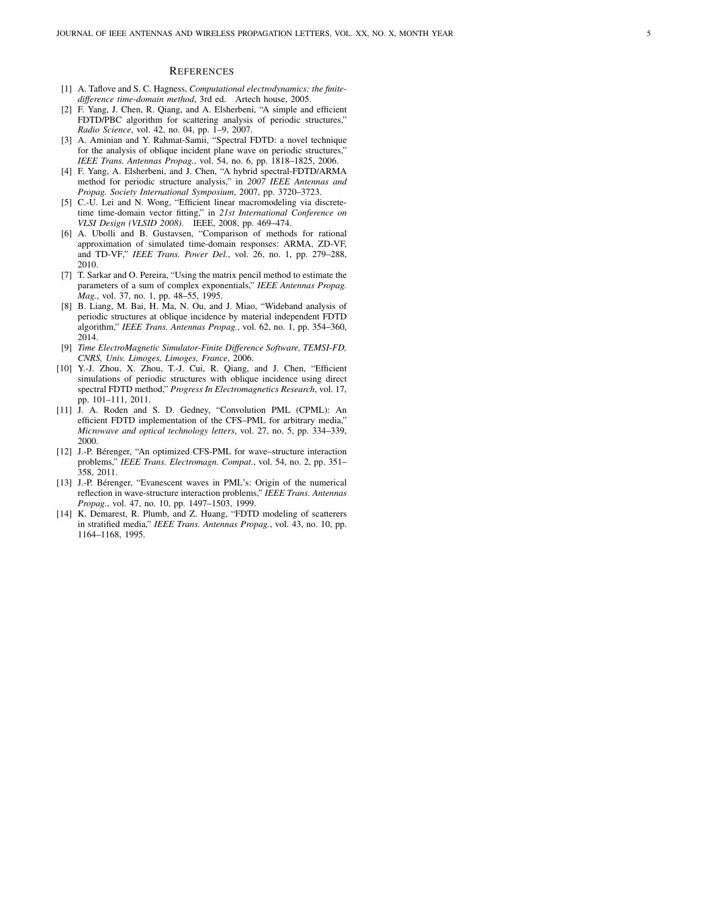# References

[1] A. Taflove and S. C. Hagness, *Computational electrodynamics: the finite-difference time-domain method*, 3rd ed. Artech house, 2005.

[2] F. Yang, J. Chen, R. Qiang, and A. Elsherbeni, "A simple and efficient FDTD/PBC algorithm for scattering analysis of periodic structures," *Radio Science*, vol. 42, no. 04, pp. 1–9, 2007.

[3] A. Aminian and Y. Rahmat-Samii, "Spectral FDTD: a novel technique for the analysis of oblique incident plane wave on periodic structures," *IEEE Trans. Antennas Propag.*, vol. 54, no. 6, pp. 1818–1825, 2006.

[4] F. Yang, A. Elsherbeni, and J. Chen, "A hybrid spectral-FDTD/ARMA method for periodic structure analysis," in *2007 IEEE Antennas and Propag. Society International Symposium*, 2007, pp. 3720–3723.

[5] C.-U. Lei and N. Wong, "Efficient linear macromodeling via discrete-time time-domain vector fitting," in *21st International Conference on VLSI Design (VLSID 2008)*. IEEE, 2008, pp. 469–474.

[6] A. Ubolli and B. Gustavsen, "Comparison of methods for rational approximation of simulated time-domain responses: ARMA, ZD-VF, and TD-VF," *IEEE Trans. Power Del.*, vol. 26, no. 1, pp. 279–288, 2010.

[7] T. Sarkar and O. Pereira, "Using the matrix pencil method to estimate the parameters of a sum of complex exponentials," *IEEE Antennas Propag. Mag.*, vol. 37, no. 1, pp. 48–55, 1995.

[8] B. Liang, M. Bai, H. Ma, N. Ou, and J. Miao, "Wideband analysis of periodic structures at oblique incidence by material independent FDTD algorithm," *IEEE Trans. Antennas Propag.*, vol. 62, no. 1, pp. 354–360, 2014.

[9] *Time ElectroMagnetic Simulator-Finite Difference Software, TEMSI-FD, CNRS, Univ. Limoges, Limoges, France*, 2006.

[10] Y.-J. Zhou, X. Zhou, T.-J. Cui, R. Qiang, and J. Chen, "Efficient simulations of periodic structures with oblique incidence using direct spectral FDTD method," *Progress In Electromagnetics Research*, vol. 17, pp. 101–111, 2011.

[11] J. A. Roden and S. D. Gedney, "Convolution PML (CPML): An efficient FDTD implementation of the CFS–PML for arbitrary media," *Microwave and optical technology letters*, vol. 27, no. 5, pp. 334–339, 2000.

[12] J.-P. Bérenger, "An optimized CFS-PML for wave–structure interaction problems," *IEEE Trans. Electromagn. Compat.*, vol. 54, no. 2, pp. 351–358, 2011.

[13] J.-P. Bérenger, "Evanescent waves in PML's: Origin of the numerical reflection in wave-structure interaction problems," *IEEE Trans. Antennas Propag.*, vol. 47, no. 10, pp. 1497–1503, 1999.

[14] K. Demarest, R. Plumb, and Z. Huang, "FDTD modeling of scatterers in stratified media," *IEEE Trans. Antennas Propag.*, vol. 43, no. 10, pp. 1164–1168, 1995.